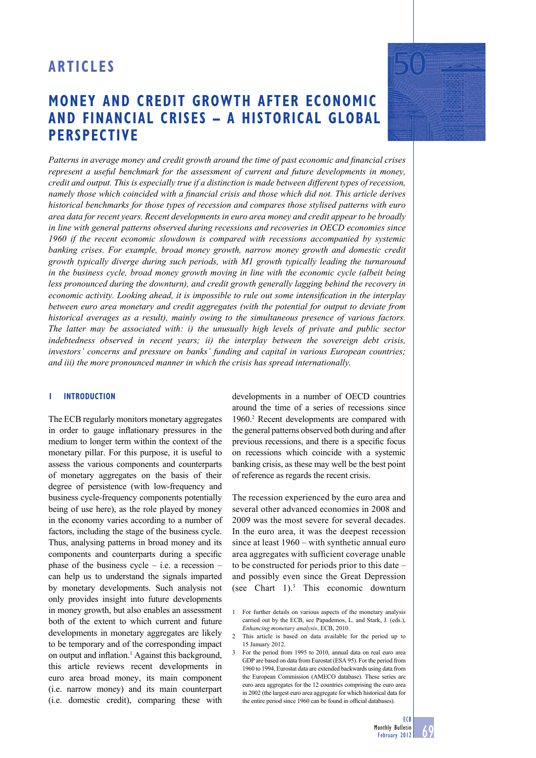# ARTICLES

## MONEY AND CREDIT GROWTH AFTER ECONOMIC AND FINANCIAL CRISES – A HISTORICAL GLOBAL PERSPECTIVE

*Patterns in average money and credit growth around the time of past economic and financial crises represent a useful benchmark for the assessment of current and future developments in money, credit and output. This is especially true if a distinction is made between different types of recession, namely those which coincided with a financial crisis and those which did not. This article derives historical benchmarks for those types of recession and compares those stylised patterns with euro area data for recent years. Recent developments in euro area money and credit appear to be broadly in line with general patterns observed during recessions and recoveries in OECD economies since 1960 if the recent economic slowdown is compared with recessions accompanied by systemic banking crises. For example, broad money growth, narrow money growth and domestic credit growth typically diverge during such periods, with M1 growth typically leading the turnaround in the business cycle, broad money growth moving in line with the economic cycle (albeit being less pronounced during the downturn), and credit growth generally lagging behind the recovery in economic activity. Looking ahead, it is impossible to rule out some intensification in the interplay between euro area monetary and credit aggregates (with the potential for output to deviate from historical averages as a result), mainly owing to the simultaneous presence of various factors. The latter may be associated with: i) the unusually high levels of private and public sector indebtedness observed in recent years; ii) the interplay between the sovereign debt crisis, investors' concerns and pressure on banks' funding and capital in various European countries; and iii) the more pronounced manner in which the crisis has spread internationally.*

### 1 INTRODUCTION

The ECB regularly monitors monetary aggregates in order to gauge inflationary pressures in the medium to longer term within the context of the monetary pillar. For this purpose, it is useful to assess the various components and counterparts of monetary aggregates on the basis of their degree of persistence (with low-frequency and business cycle-frequency components potentially being of use here), as the role played by money in the economy varies according to a number of factors, including the stage of the business cycle. Thus, analysing patterns in broad money and its components and counterparts during a specific phase of the business cycle – i.e. a recession – can help us to understand the signals imparted by monetary developments. Such analysis not only provides insight into future developments in money growth, but also enables an assessment both of the extent to which current and future developments in monetary aggregates are likely to be temporary and of the corresponding impact on output and inflation.[1] Against this background, this article reviews recent developments in euro area broad money, its main component (i.e. narrow money) and its main counterpart (i.e. domestic credit), comparing these with developments in a number of OECD countries around the time of a series of recessions since 1960.[2] Recent developments are compared with the general patterns observed both during and after previous recessions, and there is a specific focus on recessions which coincide with a systemic banking crisis, as these may well be the best point of reference as regards the recent crisis.

The recession experienced by the euro area and several other advanced economies in 2008 and 2009 was the most severe for several decades. In the euro area, it was the deepest recession since at least 1960 – with synthetic annual euro area aggregates with sufficient coverage unable to be constructed for periods prior to this date – and possibly even since the Great Depression (see Chart 1).[3] This economic downturn

1 For further details on various aspects of the monetary analysis carried out by the ECB, see Papademos, L. and Stark, J. (eds.), *Enhancing monetary analysis*, ECB, 2010.

2 This article is based on data available for the period up to 15 January 2012.

3 For the period from 1995 to 2010, annual data on real euro area GDP are based on data from Eurostat (ESA 95). For the period from 1960 to 1994, Eurostat data are extended backwards using data from the European Commission (AMECO database). These series are euro area aggregates for the 12 countries comprising the euro area in 2002 (the largest euro area aggregate for which historical data for the entire period since 1960 can be found in official databases).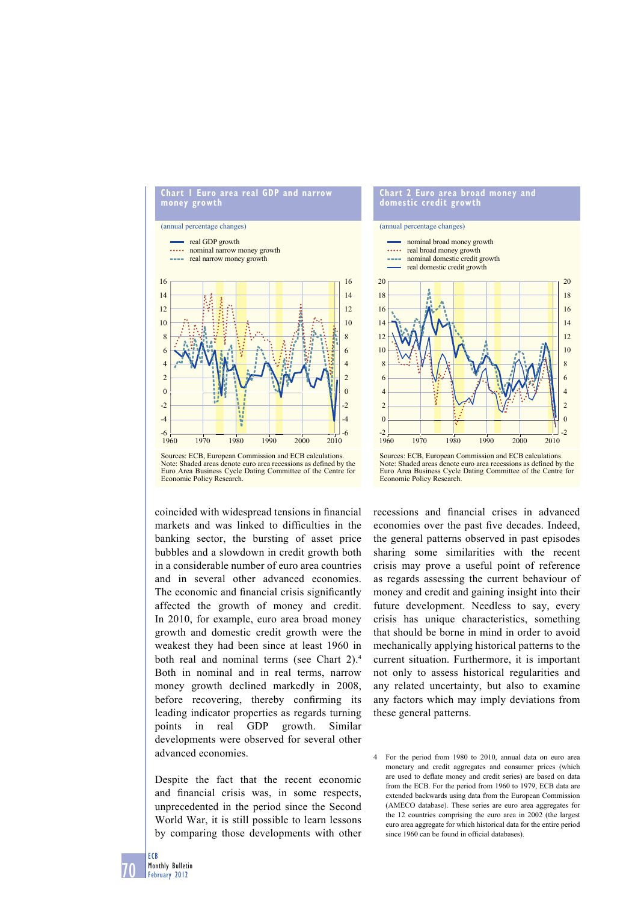**Chart 1 Euro area real GDP and narrow money growth**

(annual percentage changes)

- real GDP growth
- nominal narrow money growth
- real narrow money growth

Sources: ECB, European Commission and ECB calculations.
Note: Shaded areas denote euro area recessions as defined by the Euro Area Business Cycle Dating Committee of the Centre for Economic Policy Research.

**Chart 2 Euro area broad money and domestic credit growth**

(annual percentage changes)

- nominal broad money growth
- real broad money growth
- nominal domestic credit growth
- real domestic credit growth

Sources: ECB, European Commission and ECB calculations.
Note: Shaded areas denote euro area recessions as defined by the Euro Area Business Cycle Dating Committee of the Centre for Economic Policy Research.

coincided with widespread tensions in financial markets and was linked to difficulties in the banking sector, the bursting of asset price bubbles and a slowdown in credit growth both in a considerable number of euro area countries and in several other advanced economies. The economic and financial crisis significantly affected the growth of money and credit. In 2010, for example, euro area broad money growth and domestic credit growth were the weakest they had been since at least 1960 in both real and nominal terms (see Chart 2).[4] Both in nominal and in real terms, narrow money growth declined markedly in 2008, before recovering, thereby confirming its leading indicator properties as regards turning points in real GDP growth. Similar developments were observed for several other advanced economies.

Despite the fact that the recent economic and financial crisis was, in some respects, unprecedented in the period since the Second World War, it is still possible to learn lessons by comparing those developments with other recessions and financial crises in advanced economies over the past five decades. Indeed, the general patterns observed in past episodes sharing some similarities with the recent crisis may prove a useful point of reference as regards assessing the current behaviour of money and credit and gaining insight into their future development. Needless to say, every crisis has unique characteristics, something that should be borne in mind in order to avoid mechanically applying historical patterns to the current situation. Furthermore, it is important not only to assess historical regularities and any related uncertainty, but also to examine any factors which may imply deviations from these general patterns.

4 For the period from 1980 to 2010, annual data on euro area monetary and credit aggregates and consumer prices (which are used to deflate money and credit series) are based on data from the ECB. For the period from 1960 to 1979, ECB data are extended backwards using data from the European Commission (AMECO database). These series are euro area aggregates for the 12 countries comprising the euro area in 2002 (the largest euro area aggregate for which historical data for the entire period since 1960 can be found in official databases).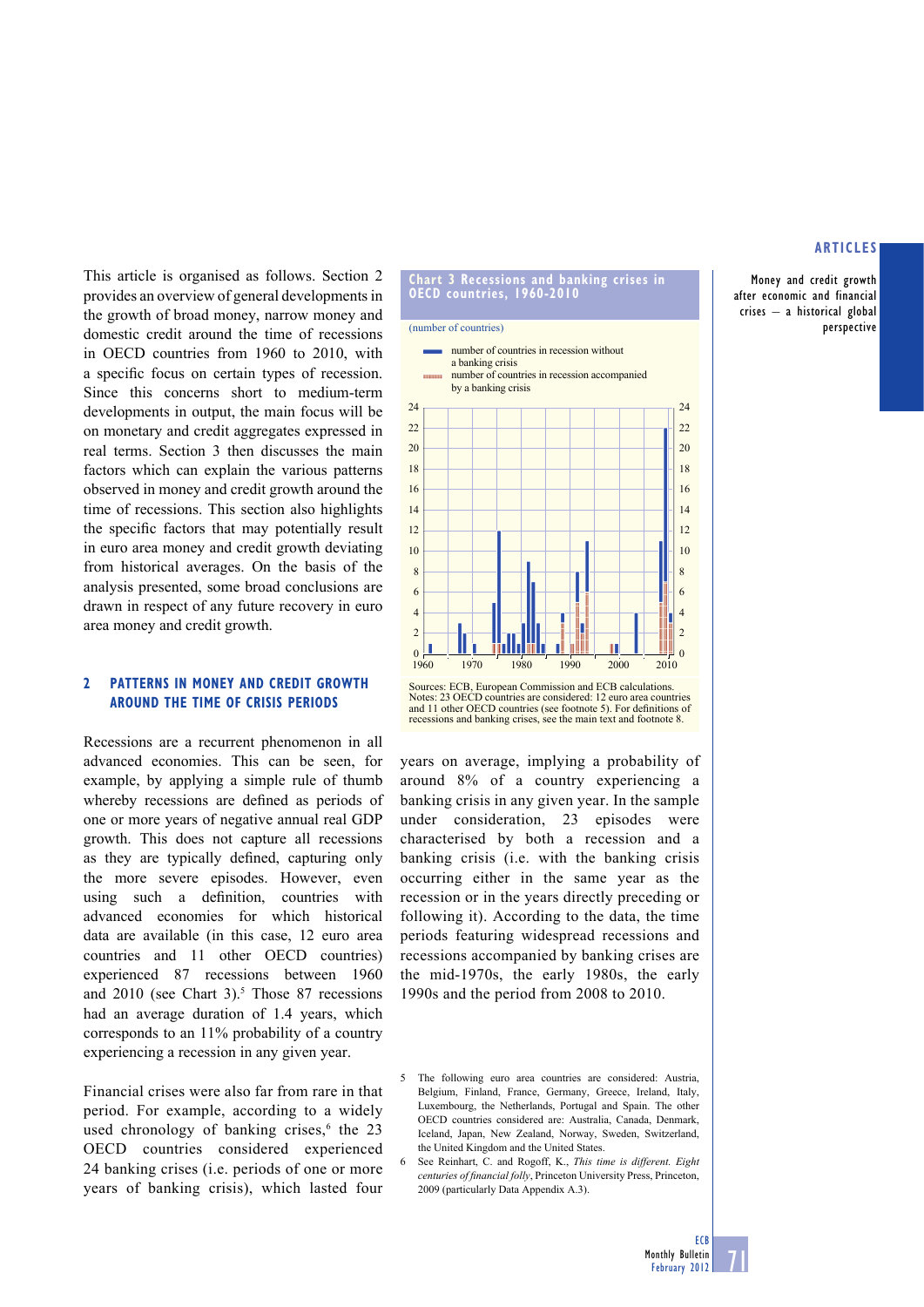This article is organised as follows. Section 2 provides an overview of general developments in the growth of broad money, narrow money and domestic credit around the time of recessions in OECD countries from 1960 to 2010, with a specific focus on certain types of recession. Since this concerns short to medium-term developments in output, the main focus will be on monetary and credit aggregates expressed in real terms. Section 3 then discusses the main factors which can explain the various patterns observed in money and credit growth around the time of recessions. This section also highlights the specific factors that may potentially result in euro area money and credit growth deviating from historical averages. On the basis of the analysis presented, some broad conclusions are drawn in respect of any future recovery in euro area money and credit growth.

## 2 PATTERNS IN MONEY AND CREDIT GROWTH AROUND THE TIME OF CRISIS PERIODS

Recessions are a recurrent phenomenon in all advanced economies. This can be seen, for example, by applying a simple rule of thumb whereby recessions are defined as periods of one or more years of negative annual real GDP growth. This does not capture all recessions as they are typically defined, capturing only the more severe episodes. However, even using such a definition, countries with advanced economies for which historical data are available (in this case, 12 euro area countries and 11 other OECD countries) experienced 87 recessions between 1960 and 2010 (see Chart 3).[5] Those 87 recessions had an average duration of 1.4 years, which corresponds to an 11% probability of a country experiencing a recession in any given year.

Financial crises were also far from rare in that period. For example, according to a widely used chronology of banking crises,[6] the 23 OECD countries considered experienced 24 banking crises (i.e. periods of one or more years of banking crisis), which lasted four years on average, implying a probability of around 8% of a country experiencing a banking crisis in any given year. In the sample under consideration, 23 episodes were characterised by both a recession and a banking crisis (i.e. with the banking crisis occurring either in the same year as the recession or in the years directly preceding or following it). According to the data, the time periods featuring widespread recessions and recessions accompanied by banking crises are the mid-1970s, the early 1980s, the early 1990s and the period from 2008 to 2010.

**Chart 3 Recessions and banking crises in OECD countries, 1960-2010**

(number of countries)

- number of countries in recession without a banking crisis
- number of countries in recession accompanied by a banking crisis

Sources: ECB, European Commission and ECB calculations.
Notes: 23 OECD countries are considered: 12 euro area countries and 11 other OECD countries (see footnote 5). For definitions of recessions and banking crises, see the main text and footnote 8.

---

5 The following euro area countries are considered: Austria, Belgium, Finland, France, Germany, Greece, Ireland, Italy, Luxembourg, the Netherlands, Portugal and Spain. The other OECD countries considered are: Australia, Canada, Denmark, Iceland, Japan, New Zealand, Norway, Sweden, Switzerland, the United Kingdom and the United States.

6 See Reinhart, C. and Rogoff, K., *This time is different. Eight centuries of financial folly*, Princeton University Press, Princeton, 2009 (particularly Data Appendix A.3).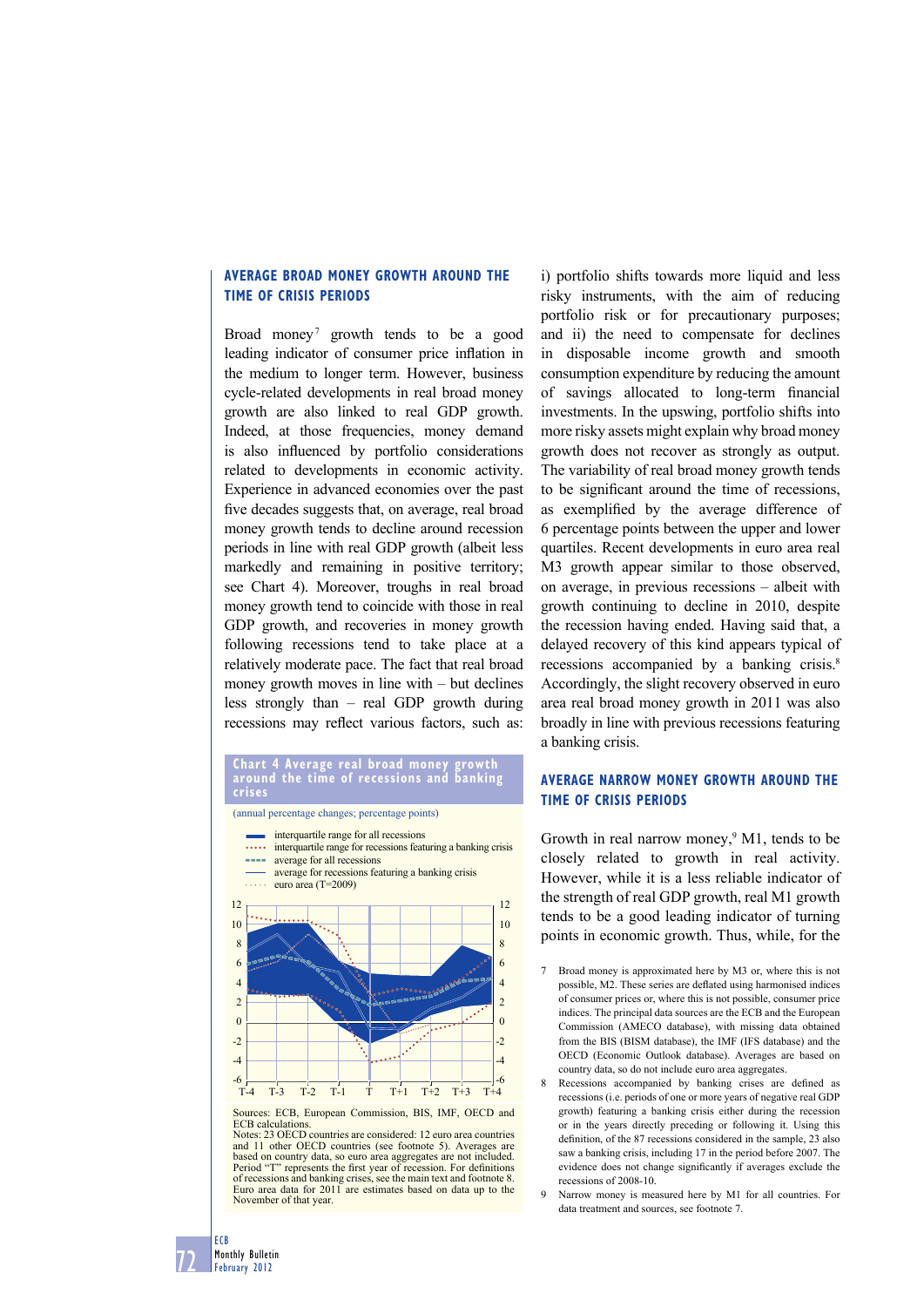## AVERAGE BROAD MONEY GROWTH AROUND THE TIME OF CRISIS PERIODS

Broad money[7] growth tends to be a good leading indicator of consumer price inflation in the medium to longer term. However, business cycle-related developments in real broad money growth are also linked to real GDP growth. Indeed, at those frequencies, money demand is also influenced by portfolio considerations related to developments in economic activity. Experience in advanced economies over the past five decades suggests that, on average, real broad money growth tends to decline around recession periods in line with real GDP growth (albeit less markedly and remaining in positive territory; see Chart 4). Moreover, troughs in real broad money growth tend to coincide with those in real GDP growth, and recoveries in money growth following recessions tend to take place at a relatively moderate pace. The fact that real broad money growth moves in line with – but declines less strongly than – real GDP growth during recessions may reflect various factors, such as: i) portfolio shifts towards more liquid and less risky instruments, with the aim of reducing portfolio risk or for precautionary purposes; and ii) the need to compensate for declines in disposable income growth and smooth consumption expenditure by reducing the amount of savings allocated to long-term financial investments. In the upswing, portfolio shifts into more risky assets might explain why broad money growth does not recover as strongly as output. The variability of real broad money growth tends to be significant around the time of recessions, as exemplified by the average difference of 6 percentage points between the upper and lower quartiles. Recent developments in euro area real M3 growth appear similar to those observed, on average, in previous recessions – albeit with growth continuing to decline in 2010, despite the recession having ended. Having said that, a delayed recovery of this kind appears typical of recessions accompanied by a banking crisis.[8] Accordingly, the slight recovery observed in euro area real broad money growth in 2011 was also broadly in line with previous recessions featuring a banking crisis.

**Chart 4 Average real broad money growth around the time of recessions and banking crises**

(annual percentage changes; percentage points)

- interquartile range for all recessions
- interquartile range for recessions featuring a banking crisis
- average for all recessions
- average for recessions featuring a banking crisis
- euro area (T=2009)

Sources: ECB, European Commission, BIS, IMF, OECD and ECB calculations.
Notes: 23 OECD countries are considered: 12 euro area countries and 11 other OECD countries (see footnote 5). Averages are based on country data, so euro area aggregates are not included. Period "T" represents the first year of recession. For definitions of recessions and banking crises, see the main text and footnote 8. Euro area data for 2011 are estimates based on data up to the November of that year.

## AVERAGE NARROW MONEY GROWTH AROUND THE TIME OF CRISIS PERIODS

Growth in real narrow money,[9] M1, tends to be closely related to growth in real activity. However, while it is a less reliable indicator of the strength of real GDP growth, real M1 growth tends to be a good leading indicator of turning points in economic growth. Thus, while, for the

7 Broad money is approximated here by M3 or, where this is not possible, M2. These series are deflated using harmonised indices of consumer prices or, where this is not possible, consumer price indices. The principal data sources are the ECB and the European Commission (AMECO database), with missing data obtained from the BIS (BISM database), the IMF (IFS database) and the OECD (Economic Outlook database). Averages are based on country data, so do not include euro area aggregates.

8 Recessions accompanied by banking crises are defined as recessions (i.e. periods of one or more years of negative real GDP growth) featuring a banking crisis either during the recession or in the years directly preceding or following it. Using this definition, of the 87 recessions considered in the sample, 23 also saw a banking crisis, including 17 in the period before 2007. The evidence does not change significantly if averages exclude the recessions of 2008-10.

9 Narrow money is measured here by M1 for all countries. For data treatment and sources, see footnote 7.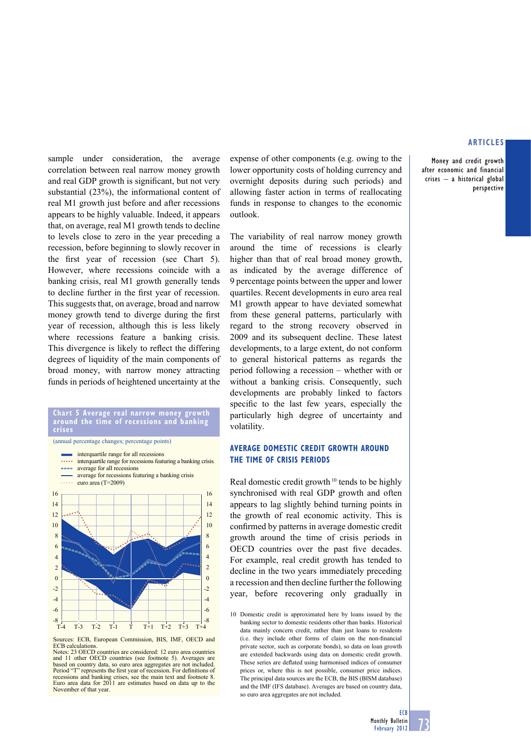sample under consideration, the average correlation between real narrow money growth and real GDP growth is significant, but not very substantial (23%), the informational content of real M1 growth just before and after recessions appears to be highly valuable. Indeed, it appears that, on average, real M1 growth tends to decline to levels close to zero in the year preceding a recession, before beginning to slowly recover in the first year of recession (see Chart 5). However, where recessions coincide with a banking crisis, real M1 growth generally tends to decline further in the first year of recession. This suggests that, on average, broad and narrow money growth tend to diverge during the first year of recession, although this is less likely where recessions feature a banking crisis. This divergence is likely to reflect the differing degrees of liquidity of the main components of broad money, with narrow money attracting funds in periods of heightened uncertainty at the expense of other components (e.g. owing to the lower opportunity costs of holding currency and overnight deposits during such periods) and allowing faster action in terms of reallocating funds in response to changes to the economic outlook.

**Chart 5 Average real narrow money growth around the time of recessions and banking crises**

(annual percentage changes; percentage points)

- interquartile range for all recessions
- interquartile range for recessions featuring a banking crisis
- average for all recessions
- average for recessions featuring a banking crisis
- euro area (T=2009)

Sources: ECB, European Commission, BIS, IMF, OECD and ECB calculations.
Notes: 23 OECD countries are considered: 12 euro area countries and 11 other OECD countries (see footnote 5). Averages are based on country data, so euro area aggregates are not included. Period "T" represents the first year of recession. For definitions of recessions and banking crises, see the main text and footnote 8. Euro area data for 2011 are estimates based on data up to the November of that year.

The variability of real narrow money growth around the time of recessions is clearly higher than that of real broad money growth, as indicated by the average difference of 9 percentage points between the upper and lower quartiles. Recent developments in euro area real M1 growth appear to have deviated somewhat from these general patterns, particularly with regard to the strong recovery observed in 2009 and its subsequent decline. These latest developments, to a large extent, do not conform to general historical patterns as regards the period following a recession – whether with or without a banking crisis. Consequently, such developments are probably linked to factors specific to the last few years, especially the particularly high degree of uncertainty and volatility.

## AVERAGE DOMESTIC CREDIT GROWTH AROUND THE TIME OF CRISIS PERIODS

Real domestic credit growth[10] tends to be highly synchronised with real GDP growth and often appears to lag slightly behind turning points in the growth of real economic activity. This is confirmed by patterns in average domestic credit growth around the time of crisis periods in OECD countries over the past five decades. For example, real credit growth has tended to decline in the two years immediately preceding a recession and then decline further the following year, before recovering only gradually in

10 Domestic credit is approximated here by loans issued by the banking sector to domestic residents other than banks. Historical data mainly concern credit, rather than just loans to residents (i.e. they include other forms of claim on the non-financial private sector, such as corporate bonds), so data on loan growth are extended backwards using data on domestic credit growth. These series are deflated using harmonised indices of consumer prices or, where this is not possible, consumer price indices. The principal data sources are the ECB, the BIS (BISM database) and the IMF (IFS database). Averages are based on country data, so euro area aggregates are not included.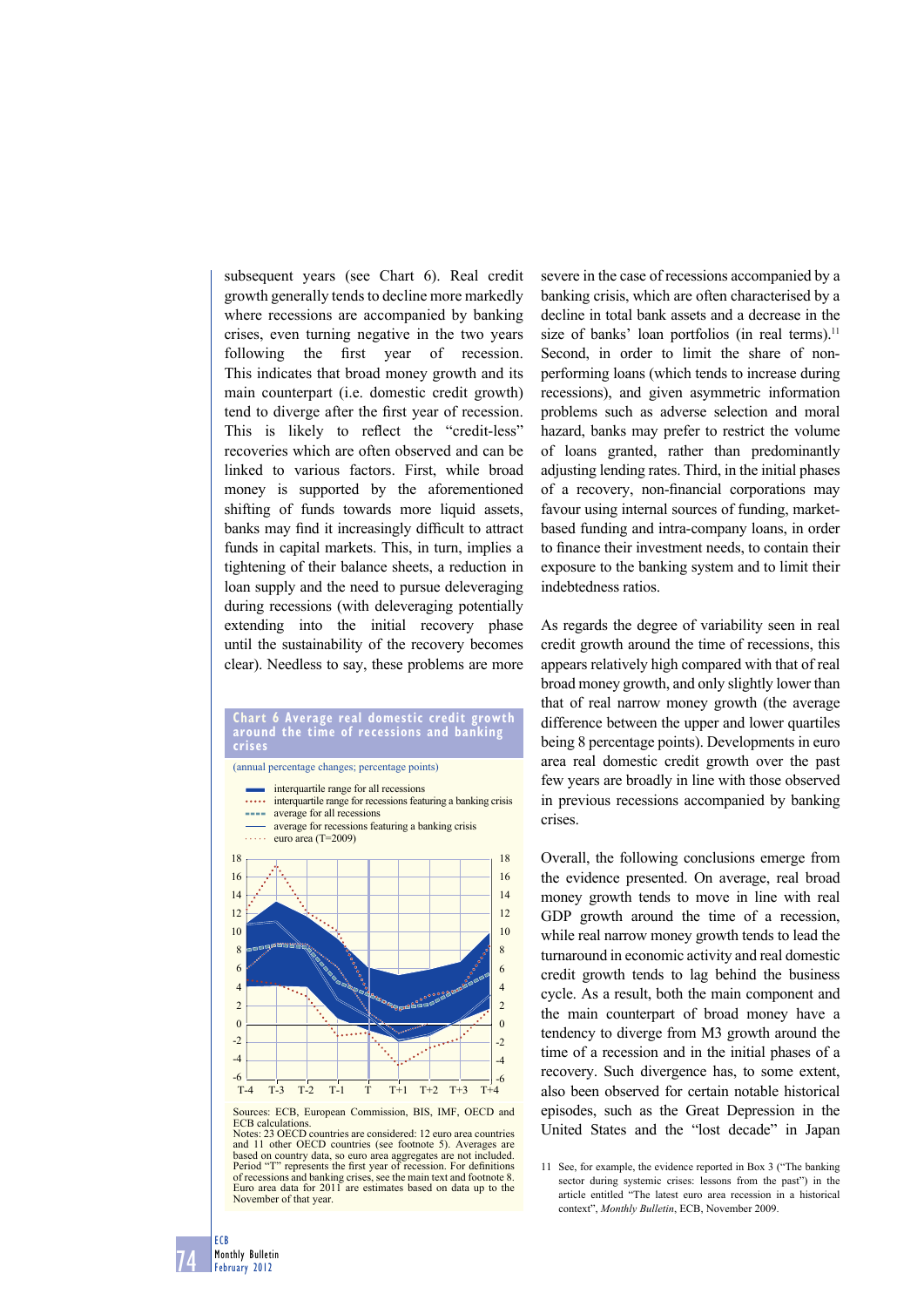subsequent years (see Chart 6). Real credit growth generally tends to decline more markedly where recessions are accompanied by banking crises, even turning negative in the two years following the first year of recession. This indicates that broad money growth and its main counterpart (i.e. domestic credit growth) tend to diverge after the first year of recession. This is likely to reflect the "credit-less" recoveries which are often observed and can be linked to various factors. First, while broad money is supported by the aforementioned shifting of funds towards more liquid assets, banks may find it increasingly difficult to attract funds in capital markets. This, in turn, implies a tightening of their balance sheets, a reduction in loan supply and the need to pursue deleveraging during recessions (with deleveraging potentially extending into the initial recovery phase until the sustainability of the recovery becomes clear). Needless to say, these problems are more severe in the case of recessions accompanied by a banking crisis, which are often characterised by a decline in total bank assets and a decrease in the size of banks' loan portfolios (in real terms).[11] Second, in order to limit the share of non-performing loans (which tends to increase during recessions), and given asymmetric information problems such as adverse selection and moral hazard, banks may prefer to restrict the volume of loans granted, rather than predominantly adjusting lending rates. Third, in the initial phases of a recovery, non-financial corporations may favour using internal sources of funding, market-based funding and intra-company loans, in order to finance their investment needs, to contain their exposure to the banking system and to limit their indebtedness ratios.

**Chart 6 Average real domestic credit growth around the time of recessions and banking crises**

(annual percentage changes; percentage points)

- interquartile range for all recessions
- interquartile range for recessions featuring a banking crisis
- average for all recessions
- average for recessions featuring a banking crisis
- euro area (T=2009)

Sources: ECB, European Commission, BIS, IMF, OECD and ECB calculations.
Notes: 23 OECD countries are considered: 12 euro area countries and 11 other OECD countries (see footnote 5). Averages are based on country data, so euro area aggregates are not included. Period "T" represents the first year of recession. For definitions of recessions and banking crises, see the main text and footnote 8. Euro area data for 2011 are estimates based on data up to the November of that year.

As regards the degree of variability seen in real credit growth around the time of recessions, this appears relatively high compared with that of real broad money growth, and only slightly lower than that of real narrow money growth (the average difference between the upper and lower quartiles being 8 percentage points). Developments in euro area real domestic credit growth over the past few years are broadly in line with those observed in previous recessions accompanied by banking crises.

Overall, the following conclusions emerge from the evidence presented. On average, real broad money growth tends to move in line with real GDP growth around the time of a recession, while real narrow money growth tends to lead the turnaround in economic activity and real domestic credit growth tends to lag behind the business cycle. As a result, both the main component and the main counterpart of broad money have a tendency to diverge from M3 growth around the time of a recession and in the initial phases of a recovery. Such divergence has, to some extent, also been observed for certain notable historical episodes, such as the Great Depression in the United States and the "lost decade" in Japan

11 See, for example, the evidence reported in Box 3 ("The banking sector during systemic crises: lessons from the past") in the article entitled "The latest euro area recession in a historical context", *Monthly Bulletin*, ECB, November 2009.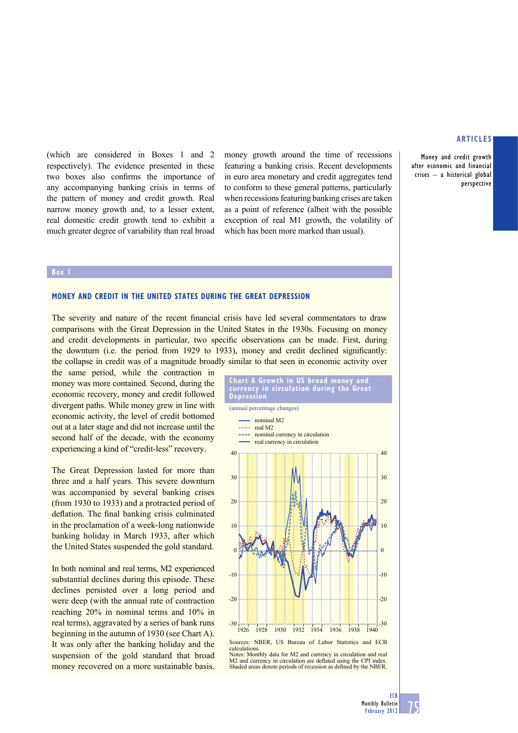(which are considered in Boxes 1 and 2 respectively). The evidence presented in these two boxes also confirms the importance of any accompanying banking crisis in terms of the pattern of money and credit growth. Real narrow money growth and, to a lesser extent, real domestic credit growth tend to exhibit a much greater degree of variability than real broad money growth around the time of recessions featuring a banking crisis. Recent developments in euro area monetary and credit aggregates tend to conform to these general patterns, particularly when recessions featuring banking crises are taken as a point of reference (albeit with the possible exception of real M1 growth, the volatility of which has been more marked than usual).

## Box 1

### MONEY AND CREDIT IN THE UNITED STATES DURING THE GREAT DEPRESSION

The severity and nature of the recent financial crisis have led several commentators to draw comparisons with the Great Depression in the United States in the 1930s. Focusing on money and credit developments in particular, two specific observations can be made. First, during the downturn (i.e. the period from 1929 to 1933), money and credit declined significantly: the collapse in credit was of a magnitude broadly similar to that seen in economic activity over the same period, while the contraction in money was more contained. Second, during the economic recovery, money and credit followed divergent paths. While money grew in line with economic activity, the level of credit bottomed out at a later stage and did not increase until the second half of the decade, with the economy experiencing a kind of "credit-less" recovery.

The Great Depression lasted for more than three and a half years. This severe downturn was accompanied by several banking crises (from 1930 to 1933) and a protracted period of deflation. The final banking crisis culminated in the proclamation of a week-long nationwide banking holiday in March 1933, after which the United States suspended the gold standard.

In both nominal and real terms, M2 experienced substantial declines during this episode. These declines persisted over a long period and were deep (with the annual rate of contraction reaching 20% in nominal terms and 10% in real terms), aggravated by a series of bank runs beginning in the autumn of 1930 (see Chart A). It was only after the banking holiday and the suspension of the gold standard that broad money recovered on a more sustainable basis.

**Chart A Growth in US broad money and currency in circulation during the Great Depression**

(annual percentage changes)

- nominal M2
- real M2
- nominal currency in circulation
- real currency in circulation

Sources: NBER, US Bureau of Labor Statistics and ECB calculations.
Notes: Monthly data for M2 and currency in circulation and real M2 and currency in circulation are deflated using the CPI index. Shaded areas denote periods of recession as defined by the NBER.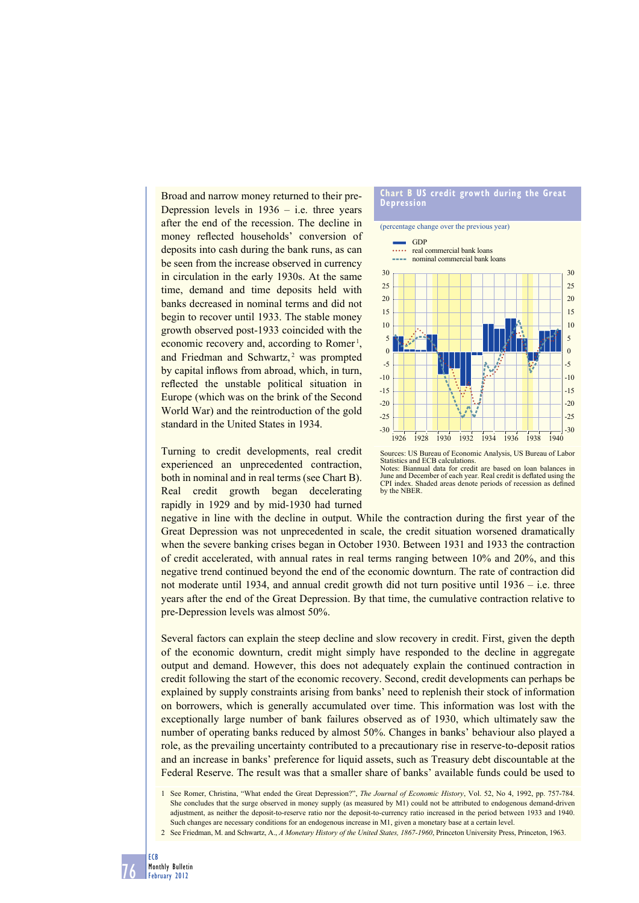Broad and narrow money returned to their pre-Depression levels in 1936 – i.e. three years after the end of the recession. The decline in money reflected households' conversion of deposits into cash during the bank runs, as can be seen from the increase observed in currency in circulation in the early 1930s. At the same time, demand and time deposits held with banks decreased in nominal terms and did not begin to recover until 1933. The stable money growth observed post-1933 coincided with the economic recovery and, according to Romer[1], and Friedman and Schwartz,[2] was prompted by capital inflows from abroad, which, in turn, reflected the unstable political situation in Europe (which was on the brink of the Second World War) and the reintroduction of the gold standard in the United States in 1934.

**Chart B US credit growth during the Great Depression**

(percentage change over the previous year)

Sources: US Bureau of Economic Analysis, US Bureau of Labor Statistics and ECB calculations.
Notes: Biannual data for credit are based on loan balances in June and December of each year. Real credit is deflated using the CPI index. Shaded areas denote periods of recession as defined by the NBER.

Turning to credit developments, real credit experienced an unprecedented contraction, both in nominal and in real terms (see Chart B). Real credit growth began decelerating rapidly in 1929 and by mid-1930 had turned negative in line with the decline in output. While the contraction during the first year of the Great Depression was not unprecedented in scale, the credit situation worsened dramatically when the severe banking crises began in October 1930. Between 1931 and 1933 the contraction of credit accelerated, with annual rates in real terms ranging between 10% and 20%, and this negative trend continued beyond the end of the economic downturn. The rate of contraction did not moderate until 1934, and annual credit growth did not turn positive until 1936 – i.e. three years after the end of the Great Depression. By that time, the cumulative contraction relative to pre-Depression levels was almost 50%.

Several factors can explain the steep decline and slow recovery in credit. First, given the depth of the economic downturn, credit might simply have responded to the decline in aggregate output and demand. However, this does not adequately explain the continued contraction in credit following the start of the economic recovery. Second, credit developments can perhaps be explained by supply constraints arising from banks' need to replenish their stock of information on borrowers, which is generally accumulated over time. This information was lost with the exceptionally large number of bank failures observed as of 1930, which ultimately saw the number of operating banks reduced by almost 50%. Changes in banks' behaviour also played a role, as the prevailing uncertainty contributed to a precautionary rise in reserve-to-deposit ratios and an increase in banks' preference for liquid assets, such as Treasury debt discountable at the Federal Reserve. The result was that a smaller share of banks' available funds could be used to

1 See Romer, Christina, "What ended the Great Depression?", *The Journal of Economic History*, Vol. 52, No 4, 1992, pp. 757-784. She concludes that the surge observed in money supply (as measured by M1) could not be attributed to endogenous demand-driven adjustment, as neither the deposit-to-reserve ratio nor the deposit-to-currency ratio increased in the period between 1933 and 1940. Such changes are necessary conditions for an endogenous increase in M1, given a monetary base at a certain level.

2 See Friedman, M. and Schwartz, A., *A Monetary History of the United States, 1867-1960*, Princeton University Press, Princeton, 1963.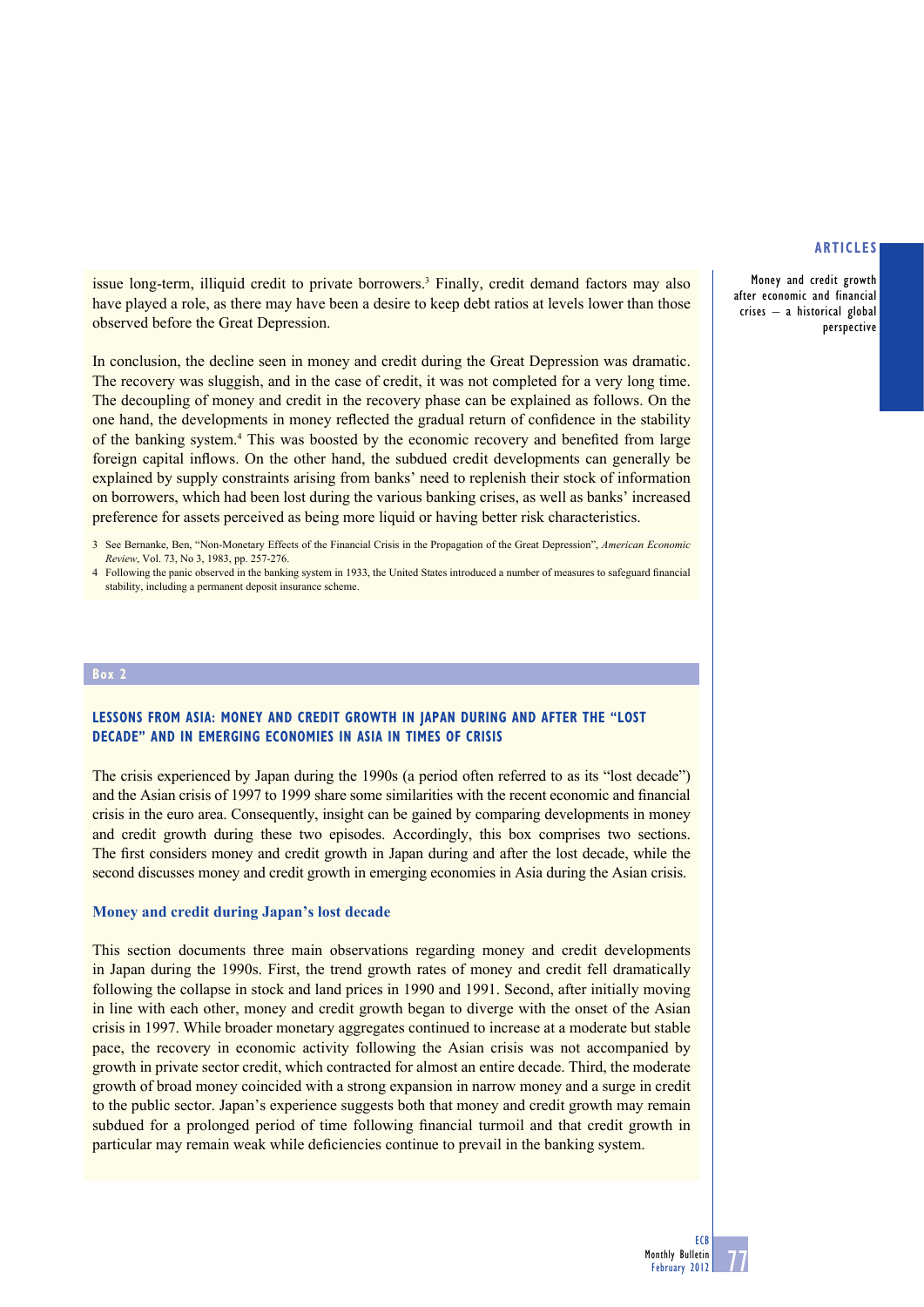issue long-term, illiquid credit to private borrowers.[3] Finally, credit demand factors may also have played a role, as there may have been a desire to keep debt ratios at levels lower than those observed before the Great Depression.

In conclusion, the decline seen in money and credit during the Great Depression was dramatic. The recovery was sluggish, and in the case of credit, it was not completed for a very long time. The decoupling of money and credit in the recovery phase can be explained as follows. On the one hand, the developments in money reflected the gradual return of confidence in the stability of the banking system.[4] This was boosted by the economic recovery and benefited from large foreign capital inflows. On the other hand, the subdued credit developments can generally be explained by supply constraints arising from banks' need to replenish their stock of information on borrowers, which had been lost during the various banking crises, as well as banks' increased preference for assets perceived as being more liquid or having better risk characteristics.

3 See Bernanke, Ben, "Non-Monetary Effects of the Financial Crisis in the Propagation of the Great Depression", *American Economic Review*, Vol. 73, No 3, 1983, pp. 257-276.

4 Following the panic observed in the banking system in 1933, the United States introduced a number of measures to safeguard financial stability, including a permanent deposit insurance scheme.

**Box 2**

## LESSONS FROM ASIA: MONEY AND CREDIT GROWTH IN JAPAN DURING AND AFTER THE "LOST DECADE" AND IN EMERGING ECONOMIES IN ASIA IN TIMES OF CRISIS

The crisis experienced by Japan during the 1990s (a period often referred to as its "lost decade") and the Asian crisis of 1997 to 1999 share some similarities with the recent economic and financial crisis in the euro area. Consequently, insight can be gained by comparing developments in money and credit growth during these two episodes. Accordingly, this box comprises two sections. The first considers money and credit growth in Japan during and after the lost decade, while the second discusses money and credit growth in emerging economies in Asia during the Asian crisis.

### Money and credit during Japan's lost decade

This section documents three main observations regarding money and credit developments in Japan during the 1990s. First, the trend growth rates of money and credit fell dramatically following the collapse in stock and land prices in 1990 and 1991. Second, after initially moving in line with each other, money and credit growth began to diverge with the onset of the Asian crisis in 1997. While broader monetary aggregates continued to increase at a moderate but stable pace, the recovery in economic activity following the Asian crisis was not accompanied by growth in private sector credit, which contracted for almost an entire decade. Third, the moderate growth of broad money coincided with a strong expansion in narrow money and a surge in credit to the public sector. Japan's experience suggests both that money and credit growth may remain subdued for a prolonged period of time following financial turmoil and that credit growth in particular may remain weak while deficiencies continue to prevail in the banking system.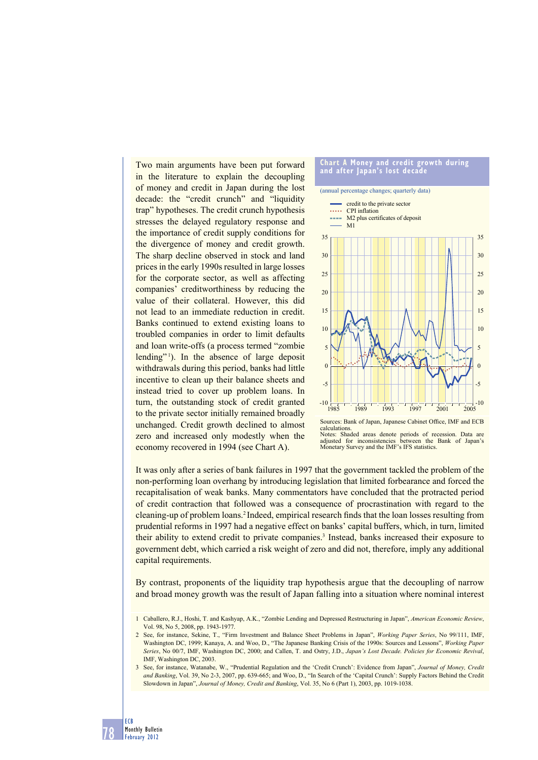Two main arguments have been put forward in the literature to explain the decoupling of money and credit in Japan during the lost decade: the "credit crunch" and "liquidity trap" hypotheses. The credit crunch hypothesis stresses the delayed regulatory response and the importance of credit supply conditions for the divergence of money and credit growth. The sharp decline observed in stock and land prices in the early 1990s resulted in large losses for the corporate sector, as well as affecting companies' creditworthiness by reducing the value of their collateral. However, this did not lead to an immediate reduction in credit. Banks continued to extend existing loans to troubled companies in order to limit defaults and loan write-offs (a process termed "zombie lending"[1]). In the absence of large deposit withdrawals during this period, banks had little incentive to clean up their balance sheets and instead tried to cover up problem loans. In turn, the outstanding stock of credit granted to the private sector initially remained broadly unchanged. Credit growth declined to almost zero and increased only modestly when the economy recovered in 1994 (see Chart A).

**Chart A Money and credit growth during and after Japan's lost decade**

(annual percentage changes; quarterly data)

- credit to the private sector
- CPI inflation
- M2 plus certificates of deposit
- M1

Sources: Bank of Japan, Japanese Cabinet Office, IMF and ECB calculations.
Notes: Shaded areas denote periods of recession. Data are adjusted for inconsistencies between the Bank of Japan's Monetary Survey and the IMF's IFS statistics.

It was only after a series of bank failures in 1997 that the government tackled the problem of the non-performing loan overhang by introducing legislation that limited forbearance and forced the recapitalisation of weak banks. Many commentators have concluded that the protracted period of credit contraction that followed was a consequence of procrastination with regard to the cleaning-up of problem loans.[2] Indeed, empirical research finds that the loan losses resulting from prudential reforms in 1997 had a negative effect on banks' capital buffers, which, in turn, limited their ability to extend credit to private companies.[3] Instead, banks increased their exposure to government debt, which carried a risk weight of zero and did not, therefore, imply any additional capital requirements.

By contrast, proponents of the liquidity trap hypothesis argue that the decoupling of narrow and broad money growth was the result of Japan falling into a situation where nominal interest

1 Caballero, R.J., Hoshi, T. and Kashyap, A.K., "Zombie Lending and Depressed Restructuring in Japan", *American Economic Review*, Vol. 98, No 5, 2008, pp. 1943-1977.

2 See, for instance, Sekine, T., "Firm Investment and Balance Sheet Problems in Japan", *Working Paper Series*, No 99/111, IMF, Washington DC, 1999; Kanaya, A. and Woo, D., "The Japanese Banking Crisis of the 1990s: Sources and Lessons", *Working Paper Series*, No 00/7, IMF, Washington DC, 2000; and Callen, T. and Ostry, J.D., *Japan's Lost Decade. Policies for Economic Revival*, IMF, Washington DC, 2003.

3 See, for instance, Watanabe, W., "Prudential Regulation and the 'Credit Crunch': Evidence from Japan", *Journal of Money, Credit and Banking*, Vol. 39, No 2-3, 2007, pp. 639-665; and Woo, D., "In Search of the 'Capital Crunch': Supply Factors Behind the Credit Slowdown in Japan", *Journal of Money, Credit and Banking*, Vol. 35, No 6 (Part 1), 2003, pp. 1019-1038.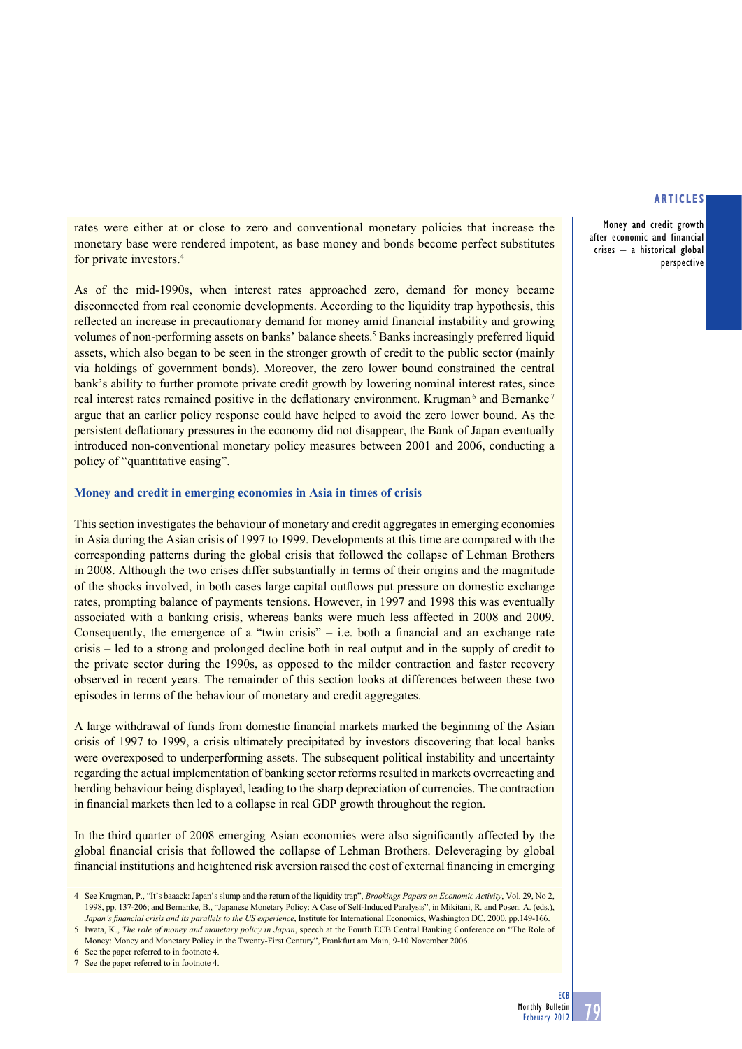rates were either at or close to zero and conventional monetary policies that increase the monetary base were rendered impotent, as base money and bonds become perfect substitutes for private investors.[4]

As of the mid-1990s, when interest rates approached zero, demand for money became disconnected from real economic developments. According to the liquidity trap hypothesis, this reflected an increase in precautionary demand for money amid financial instability and growing volumes of non-performing assets on banks' balance sheets.[5] Banks increasingly preferred liquid assets, which also began to be seen in the stronger growth of credit to the public sector (mainly via holdings of government bonds). Moreover, the zero lower bound constrained the central bank's ability to further promote private credit growth by lowering nominal interest rates, since real interest rates remained positive in the deflationary environment. Krugman[6] and Bernanke[7] argue that an earlier policy response could have helped to avoid the zero lower bound. As the persistent deflationary pressures in the economy did not disappear, the Bank of Japan eventually introduced non-conventional monetary policy measures between 2001 and 2006, conducting a policy of "quantitative easing".

### Money and credit in emerging economies in Asia in times of crisis

This section investigates the behaviour of monetary and credit aggregates in emerging economies in Asia during the Asian crisis of 1997 to 1999. Developments at this time are compared with the corresponding patterns during the global crisis that followed the collapse of Lehman Brothers in 2008. Although the two crises differ substantially in terms of their origins and the magnitude of the shocks involved, in both cases large capital outflows put pressure on domestic exchange rates, prompting balance of payments tensions. However, in 1997 and 1998 this was eventually associated with a banking crisis, whereas banks were much less affected in 2008 and 2009. Consequently, the emergence of a "twin crisis" – i.e. both a financial and an exchange rate crisis – led to a strong and prolonged decline both in real output and in the supply of credit to the private sector during the 1990s, as opposed to the milder contraction and faster recovery observed in recent years. The remainder of this section looks at differences between these two episodes in terms of the behaviour of monetary and credit aggregates.

A large withdrawal of funds from domestic financial markets marked the beginning of the Asian crisis of 1997 to 1999, a crisis ultimately precipitated by investors discovering that local banks were overexposed to underperforming assets. The subsequent political instability and uncertainty regarding the actual implementation of banking sector reforms resulted in markets overreacting and herding behaviour being displayed, leading to the sharp depreciation of currencies. The contraction in financial markets then led to a collapse in real GDP growth throughout the region.

In the third quarter of 2008 emerging Asian economies were also significantly affected by the global financial crisis that followed the collapse of Lehman Brothers. Deleveraging by global financial institutions and heightened risk aversion raised the cost of external financing in emerging

4 See Krugman, P., "It's baaack: Japan's slump and the return of the liquidity trap", *Brookings Papers on Economic Activity*, Vol. 29, No 2, 1998, pp. 137-206; and Bernanke, B., "Japanese Monetary Policy: A Case of Self-Induced Paralysis", in Mikitani, R. and Posen. A. (eds.), *Japan's financial crisis and its parallels to the US experience*, Institute for International Economics, Washington DC, 2000, pp.149-166.

5 Iwata, K., *The role of money and monetary policy in Japan*, speech at the Fourth ECB Central Banking Conference on "The Role of Money: Money and Monetary Policy in the Twenty-First Century", Frankfurt am Main, 9-10 November 2006.

6 See the paper referred to in footnote 4.

7 See the paper referred to in footnote 4.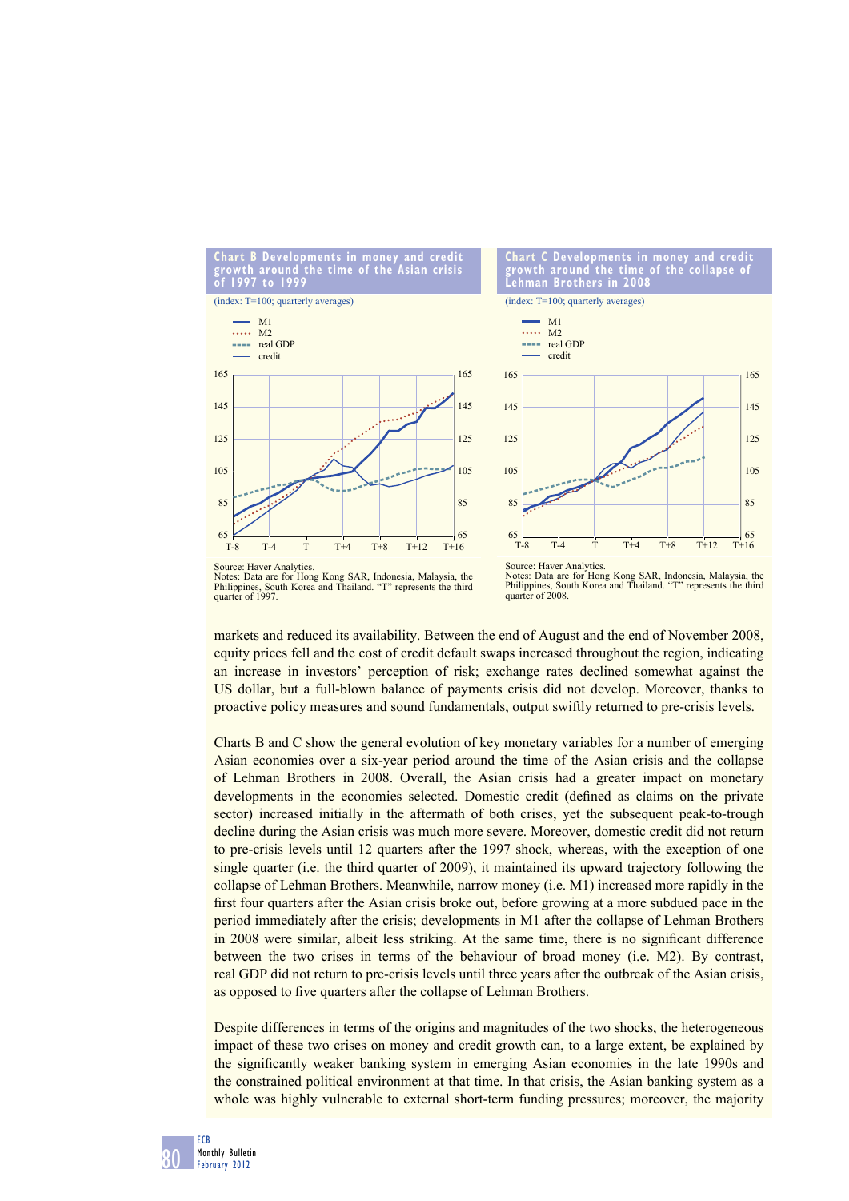**Chart B Developments in money and credit growth around the time of the Asian crisis of 1997 to 1999**

(index: T=100; quarterly averages)

- M1
- M2
- real GDP
- credit

Source: Haver Analytics.
Notes: Data are for Hong Kong SAR, Indonesia, Malaysia, the Philippines, South Korea and Thailand. "T" represents the third quarter of 1997.

**Chart C Developments in money and credit growth around the time of the collapse of Lehman Brothers in 2008**

(index: T=100; quarterly averages)

- M1
- M2
- real GDP
- credit

Source: Haver Analytics.
Notes: Data are for Hong Kong SAR, Indonesia, Malaysia, the Philippines, South Korea and Thailand. "T" represents the third quarter of 2008.

markets and reduced its availability. Between the end of August and the end of November 2008, equity prices fell and the cost of credit default swaps increased throughout the region, indicating an increase in investors' perception of risk; exchange rates declined somewhat against the US dollar, but a full-blown balance of payments crisis did not develop. Moreover, thanks to proactive policy measures and sound fundamentals, output swiftly returned to pre-crisis levels.

Charts B and C show the general evolution of key monetary variables for a number of emerging Asian economies over a six-year period around the time of the Asian crisis and the collapse of Lehman Brothers in 2008. Overall, the Asian crisis had a greater impact on monetary developments in the economies selected. Domestic credit (defined as claims on the private sector) increased initially in the aftermath of both crises, yet the subsequent peak-to-trough decline during the Asian crisis was much more severe. Moreover, domestic credit did not return to pre-crisis levels until 12 quarters after the 1997 shock, whereas, with the exception of one single quarter (i.e. the third quarter of 2009), it maintained its upward trajectory following the collapse of Lehman Brothers. Meanwhile, narrow money (i.e. M1) increased more rapidly in the first four quarters after the Asian crisis broke out, before growing at a more subdued pace in the period immediately after the crisis; developments in M1 after the collapse of Lehman Brothers in 2008 were similar, albeit less striking. At the same time, there is no significant difference between the two crises in terms of the behaviour of broad money (i.e. M2). By contrast, real GDP did not return to pre-crisis levels until three years after the outbreak of the Asian crisis, as opposed to five quarters after the collapse of Lehman Brothers.

Despite differences in terms of the origins and magnitudes of the two shocks, the heterogeneous impact of these two crises on money and credit growth can, to a large extent, be explained by the significantly weaker banking system in emerging Asian economies in the late 1990s and the constrained political environment at that time. In that crisis, the Asian banking system as a whole was highly vulnerable to external short-term funding pressures; moreover, the majority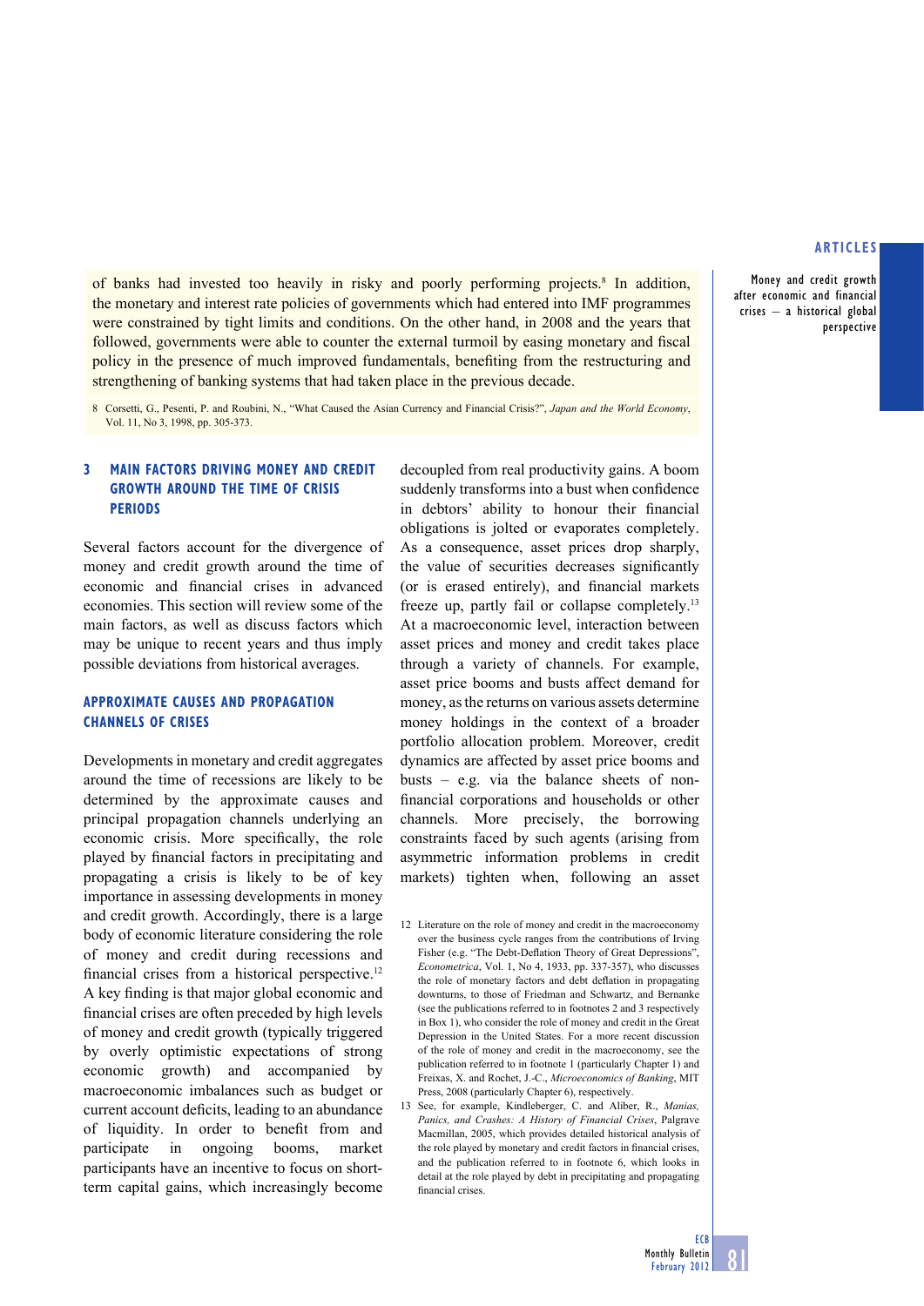of banks had invested too heavily in risky and poorly performing projects.[8] In addition, the monetary and interest rate policies of governments which had entered into IMF programmes were constrained by tight limits and conditions. On the other hand, in 2008 and the years that followed, governments were able to counter the external turmoil by easing monetary and fiscal policy in the presence of much improved fundamentals, benefiting from the restructuring and strengthening of banking systems that had taken place in the previous decade.

8 Corsetti, G., Pesenti, P. and Roubini, N., "What Caused the Asian Currency and Financial Crisis?", *Japan and the World Economy*, Vol. 11, No 3, 1998, pp. 305-373.

## 3 MAIN FACTORS DRIVING MONEY AND CREDIT GROWTH AROUND THE TIME OF CRISIS PERIODS

Several factors account for the divergence of money and credit growth around the time of economic and financial crises in advanced economies. This section will review some of the main factors, as well as discuss factors which may be unique to recent years and thus imply possible deviations from historical averages.

### APPROXIMATE CAUSES AND PROPAGATION CHANNELS OF CRISES

Developments in monetary and credit aggregates around the time of recessions are likely to be determined by the approximate causes and principal propagation channels underlying an economic crisis. More specifically, the role played by financial factors in precipitating and propagating a crisis is likely to be of key importance in assessing developments in money and credit growth. Accordingly, there is a large body of economic literature considering the role of money and credit during recessions and financial crises from a historical perspective.[12] A key finding is that major global economic and financial crises are often preceded by high levels of money and credit growth (typically triggered by overly optimistic expectations of strong economic growth) and accompanied by macroeconomic imbalances such as budget or current account deficits, leading to an abundance of liquidity. In order to benefit from and participate in ongoing booms, market participants have an incentive to focus on short-term capital gains, which increasingly become decoupled from real productivity gains. A boom suddenly transforms into a bust when confidence in debtors' ability to honour their financial obligations is jolted or evaporates completely. As a consequence, asset prices drop sharply, the value of securities decreases significantly (or is erased entirely), and financial markets freeze up, partly fail or collapse completely.[13] At a macroeconomic level, interaction between asset prices and money and credit takes place through a variety of channels. For example, asset price booms and busts affect demand for money, as the returns on various assets determine money holdings in the context of a broader portfolio allocation problem. Moreover, credit dynamics are affected by asset price booms and busts – e.g. via the balance sheets of non-financial corporations and households or other channels. More precisely, the borrowing constraints faced by such agents (arising from asymmetric information problems in credit markets) tighten when, following an asset

12 Literature on the role of money and credit in the macroeconomy over the business cycle ranges from the contributions of Irving Fisher (e.g. "The Debt-Deflation Theory of Great Depressions", *Econometrica*, Vol. 1, No 4, 1933, pp. 337-357), who discusses the role of monetary factors and debt deflation in propagating downturns, to those of Friedman and Schwartz, and Bernanke (see the publications referred to in footnotes 2 and 3 respectively in Box 1), who consider the role of money and credit in the Great Depression in the United States. For a more recent discussion of the role of money and credit in the macroeconomy, see the publication referred to in footnote 1 (particularly Chapter 1) and Freixas, X. and Rochet, J.-C., *Microeconomics of Banking*, MIT Press, 2008 (particularly Chapter 6), respectively.

13 See, for example, Kindleberger, C. and Aliber, R., *Manias, Panics, and Crashes: A History of Financial Crises*, Palgrave Macmillan, 2005, which provides detailed historical analysis of the role played by monetary and credit factors in financial crises, and the publication referred to in footnote 6, which looks in detail at the role played by debt in precipitating and propagating financial crises.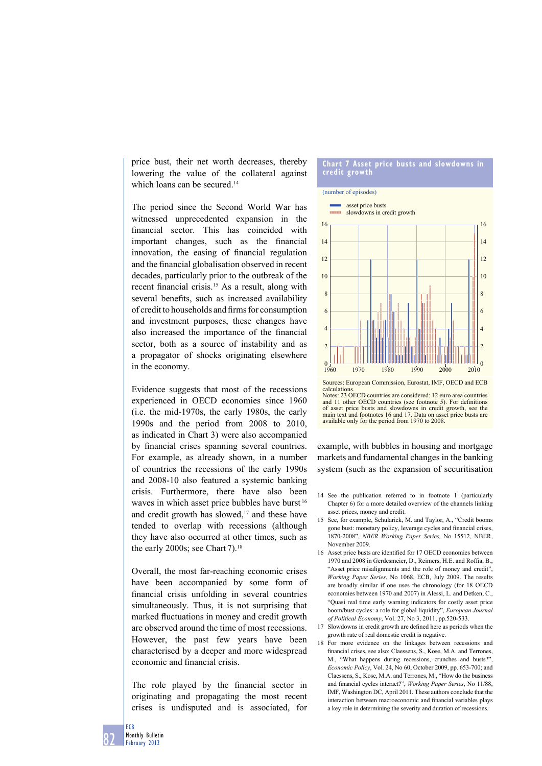price bust, their net worth decreases, thereby lowering the value of the collateral against which loans can be secured.[14]

The period since the Second World War has witnessed unprecedented expansion in the financial sector. This has coincided with important changes, such as the financial innovation, the easing of financial regulation and the financial globalisation observed in recent decades, particularly prior to the outbreak of the recent financial crisis.[15] As a result, along with several benefits, such as increased availability of credit to households and firms for consumption and investment purposes, these changes have also increased the importance of the financial sector, both as a source of instability and as a propagator of shocks originating elsewhere in the economy.

Evidence suggests that most of the recessions experienced in OECD economies since 1960 (i.e. the mid-1970s, the early 1980s, the early 1990s and the period from 2008 to 2010, as indicated in Chart 3) were also accompanied by financial crises spanning several countries. For example, as already shown, in a number of countries the recessions of the early 1990s and 2008-10 also featured a systemic banking crisis. Furthermore, there have also been waves in which asset price bubbles have burst[16] and credit growth has slowed,[17] and these have tended to overlap with recessions (although they have also occurred at other times, such as the early 2000s; see Chart 7).[18]

Overall, the most far-reaching economic crises have been accompanied by some form of financial crisis unfolding in several countries simultaneously. Thus, it is not surprising that marked fluctuations in money and credit growth are observed around the time of most recessions. However, the past few years have been characterised by a deeper and more widespread economic and financial crisis.

The role played by the financial sector in originating and propagating the most recent crises is undisputed and is associated, for example, with bubbles in housing and mortgage markets and fundamental changes in the banking system (such as the expansion of securitisation

**Chart 7 Asset price busts and slowdowns in credit growth**

(number of episodes)

- asset price busts
- slowdowns in credit growth

Sources: European Commission, Eurostat, IMF, OECD and ECB calculations.
Notes: 23 OECD countries are considered: 12 euro area countries and 11 other OECD countries (see footnote 5). For definitions of asset price busts and slowdowns in credit growth, see the main text and footnotes 16 and 17. Data on asset price busts are available only for the period from 1970 to 2008.

---

14 See the publication referred to in footnote 1 (particularly Chapter 6) for a more detailed overview of the channels linking asset prices, money and credit.

15 See, for example, Schularick, M. and Taylor, A., "Credit booms gone bust: monetary policy, leverage cycles and financial crises, 1870-2008", *NBER Working Paper Series,* No 15512, NBER, November 2009.

16 Asset price busts are identified for 17 OECD economies between 1970 and 2008 in Gerdesmeier, D., Reimers, H.E. and Roffia, B., "Asset price misalignments and the role of money and credit", *Working Paper Series*, No 1068, ECB, July 2009. The results are broadly similar if one uses the chronology (for 18 OECD economies between 1970 and 2007) in Alessi, L. and Detken, C., "Quasi real time early warning indicators for costly asset price boom/bust cycles: a role for global liquidity", *European Journal of Political Economy*, Vol. 27, No 3, 2011, pp.520-533.

17 Slowdowns in credit growth are defined here as periods when the growth rate of real domestic credit is negative.

18 For more evidence on the linkages between recessions and financial crises, see also: Claessens, S., Kose, M.A. and Terrones, M., "What happens during recessions, crunches and busts?", *Economic Policy*, Vol. 24, No 60, October 2009, pp. 653-700; and Claessens, S., Kose, M.A. and Terrones, M., "How do the business and financial cycles interact?", *Working Paper Series*, No 11/88, IMF, Washington DC, April 2011. These authors conclude that the interaction between macroeconomic and financial variables plays a key role in determining the severity and duration of recessions.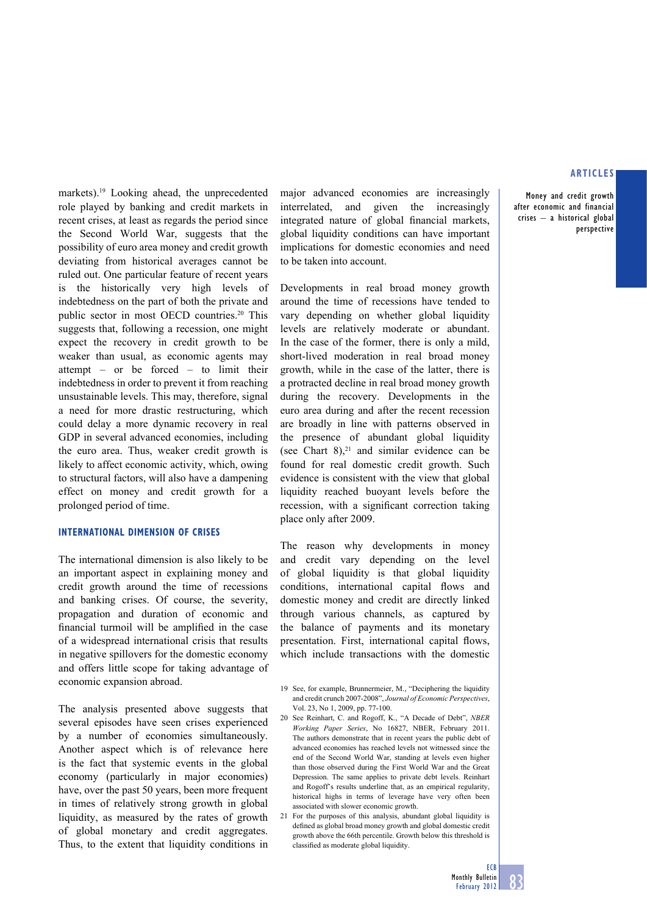markets).[19] Looking ahead, the unprecedented role played by banking and credit markets in recent crises, at least as regards the period since the Second World War, suggests that the possibility of euro area money and credit growth deviating from historical averages cannot be ruled out. One particular feature of recent years is the historically very high levels of indebtedness on the part of both the private and public sector in most OECD countries.[20] This suggests that, following a recession, one might expect the recovery in credit growth to be weaker than usual, as economic agents may attempt – or be forced – to limit their indebtedness in order to prevent it from reaching unsustainable levels. This may, therefore, signal a need for more drastic restructuring, which could delay a more dynamic recovery in real GDP in several advanced economies, including the euro area. Thus, weaker credit growth is likely to affect economic activity, which, owing to structural factors, will also have a dampening effect on money and credit growth for a prolonged period of time.

### INTERNATIONAL DIMENSION OF CRISES

The international dimension is also likely to be an important aspect in explaining money and credit growth around the time of recessions and banking crises. Of course, the severity, propagation and duration of economic and financial turmoil will be amplified in the case of a widespread international crisis that results in negative spillovers for the domestic economy and offers little scope for taking advantage of economic expansion abroad.

The analysis presented above suggests that several episodes have seen crises experienced by a number of economies simultaneously. Another aspect which is of relevance here is the fact that systemic events in the global economy (particularly in major economies) have, over the past 50 years, been more frequent in times of relatively strong growth in global liquidity, as measured by the rates of growth of global monetary and credit aggregates. Thus, to the extent that liquidity conditions in major advanced economies are increasingly interrelated, and given the increasingly integrated nature of global financial markets, global liquidity conditions can have important implications for domestic economies and need to be taken into account.

Developments in real broad money growth around the time of recessions have tended to vary depending on whether global liquidity levels are relatively moderate or abundant. In the case of the former, there is only a mild, short-lived moderation in real broad money growth, while in the case of the latter, there is a protracted decline in real broad money growth during the recovery. Developments in the euro area during and after the recent recession are broadly in line with patterns observed in the presence of abundant global liquidity (see Chart 8),[21] and similar evidence can be found for real domestic credit growth. Such evidence is consistent with the view that global liquidity reached buoyant levels before the recession, with a significant correction taking place only after 2009.

The reason why developments in money and credit vary depending on the level of global liquidity is that global liquidity conditions, international capital flows and domestic money and credit are directly linked through various channels, as captured by the balance of payments and its monetary presentation. First, international capital flows, which include transactions with the domestic

19 See, for example, Brunnermeier, M., "Deciphering the liquidity and credit crunch 2007-2008", *Journal of Economic Perspectives*, Vol. 23, No 1, 2009, pp. 77-100.

20 See Reinhart, C. and Rogoff, K., "A Decade of Debt", *NBER Working Paper Series*, No 16827, NBER, February 2011. The authors demonstrate that in recent years the public debt of advanced economies has reached levels not witnessed since the end of the Second World War, standing at levels even higher than those observed during the First World War and the Great Depression. The same applies to private debt levels. Reinhart and Rogoff's results underline that, as an empirical regularity, historical highs in terms of leverage have very often been associated with slower economic growth.

21 For the purposes of this analysis, abundant global liquidity is defined as global broad money growth and global domestic credit growth above the 66th percentile. Growth below this threshold is classified as moderate global liquidity.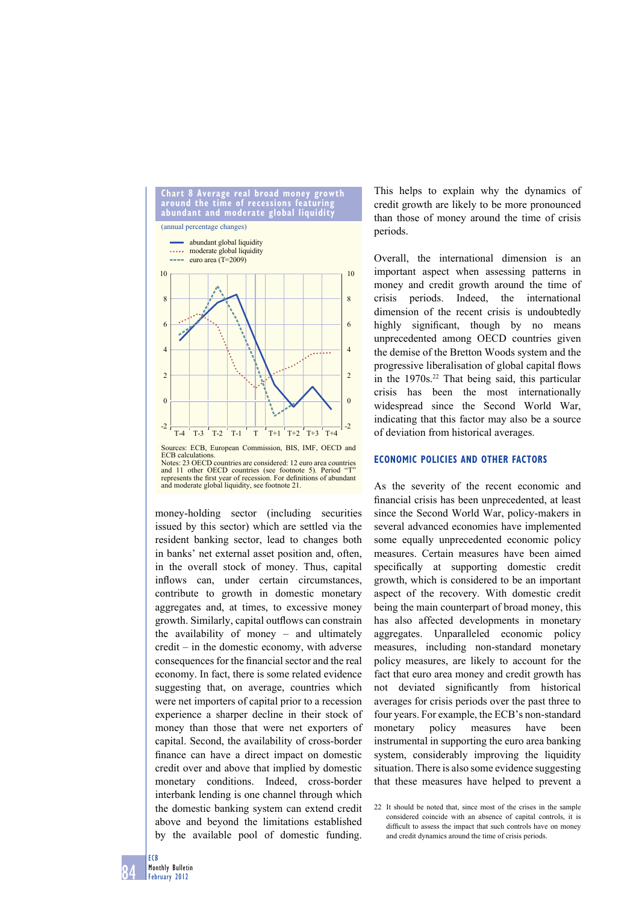**Chart 8 Average real broad money growth around the time of recessions featuring abundant and moderate global liquidity**

(annual percentage changes)

- abundant global liquidity
- moderate global liquidity
- euro area (T=2009)

Sources: ECB, European Commission, BIS, IMF, OECD and ECB calculations.
Notes: 23 OECD countries are considered: 12 euro area countries and 11 other OECD countries (see footnote 5). Period "T" represents the first year of recession. For definitions of abundant and moderate global liquidity, see footnote 21.

money-holding sector (including securities issued by this sector) which are settled via the resident banking sector, lead to changes both in banks' net external asset position and, often, in the overall stock of money. Thus, capital inflows can, under certain circumstances, contribute to growth in domestic monetary aggregates and, at times, to excessive money growth. Similarly, capital outflows can constrain the availability of money – and ultimately credit – in the domestic economy, with adverse consequences for the financial sector and the real economy. In fact, there is some related evidence suggesting that, on average, countries which were net importers of capital prior to a recession experience a sharper decline in their stock of money than those that were net exporters of capital. Second, the availability of cross-border finance can have a direct impact on domestic credit over and above that implied by domestic monetary conditions. Indeed, cross-border interbank lending is one channel through which the domestic banking system can extend credit above and beyond the limitations established by the available pool of domestic funding. This helps to explain why the dynamics of credit growth are likely to be more pronounced than those of money around the time of crisis periods.

Overall, the international dimension is an important aspect when assessing patterns in money and credit growth around the time of crisis periods. Indeed, the international dimension of the recent crisis is undoubtedly highly significant, though by no means unprecedented among OECD countries given the demise of the Bretton Woods system and the progressive liberalisation of global capital flows in the 1970s.[22] That being said, this particular crisis has been the most internationally widespread since the Second World War, indicating that this factor may also be a source of deviation from historical averages.

## ECONOMIC POLICIES AND OTHER FACTORS

As the severity of the recent economic and financial crisis has been unprecedented, at least since the Second World War, policy-makers in several advanced economies have implemented some equally unprecedented economic policy measures. Certain measures have been aimed specifically at supporting domestic credit growth, which is considered to be an important aspect of the recovery. With domestic credit being the main counterpart of broad money, this has also affected developments in monetary aggregates. Unparalleled economic policy measures, including non-standard monetary policy measures, are likely to account for the fact that euro area money and credit growth has not deviated significantly from historical averages for crisis periods over the past three to four years. For example, the ECB's non-standard monetary policy measures have been instrumental in supporting the euro area banking system, considerably improving the liquidity situation. There is also some evidence suggesting that these measures have helped to prevent a

22 It should be noted that, since most of the crises in the sample considered coincide with an absence of capital controls, it is difficult to assess the impact that such controls have on money and credit dynamics around the time of crisis periods.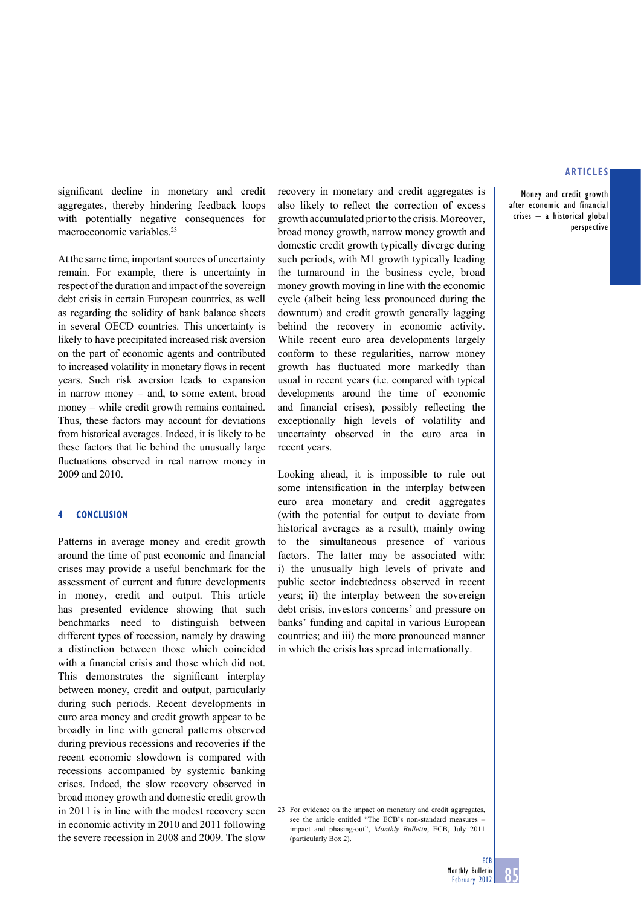significant decline in monetary and credit aggregates, thereby hindering feedback loops with potentially negative consequences for macroeconomic variables.[23]

At the same time, important sources of uncertainty remain. For example, there is uncertainty in respect of the duration and impact of the sovereign debt crisis in certain European countries, as well as regarding the solidity of bank balance sheets in several OECD countries. This uncertainty is likely to have precipitated increased risk aversion on the part of economic agents and contributed to increased volatility in monetary flows in recent years. Such risk aversion leads to expansion in narrow money – and, to some extent, broad money – while credit growth remains contained. Thus, these factors may account for deviations from historical averages. Indeed, it is likely to be these factors that lie behind the unusually large fluctuations observed in real narrow money in 2009 and 2010.

## 4 CONCLUSION

Patterns in average money and credit growth around the time of past economic and financial crises may provide a useful benchmark for the assessment of current and future developments in money, credit and output. This article has presented evidence showing that such benchmarks need to distinguish between different types of recession, namely by drawing a distinction between those which coincided with a financial crisis and those which did not. This demonstrates the significant interplay between money, credit and output, particularly during such periods. Recent developments in euro area money and credit growth appear to be broadly in line with general patterns observed during previous recessions and recoveries if the recent economic slowdown is compared with recessions accompanied by systemic banking crises. Indeed, the slow recovery observed in broad money growth and domestic credit growth in 2011 is in line with the modest recovery seen in economic activity in 2010 and 2011 following the severe recession in 2008 and 2009. The slow recovery in monetary and credit aggregates is also likely to reflect the correction of excess growth accumulated prior to the crisis. Moreover, broad money growth, narrow money growth and domestic credit growth typically diverge during such periods, with M1 growth typically leading the turnaround in the business cycle, broad money growth moving in line with the economic cycle (albeit being less pronounced during the downturn) and credit growth generally lagging behind the recovery in economic activity. While recent euro area developments largely conform to these regularities, narrow money growth has fluctuated more markedly than usual in recent years (i.e. compared with typical developments around the time of economic and financial crises), possibly reflecting the exceptionally high levels of volatility and uncertainty observed in the euro area in recent years.

Looking ahead, it is impossible to rule out some intensification in the interplay between euro area monetary and credit aggregates (with the potential for output to deviate from historical averages as a result), mainly owing to the simultaneous presence of various factors. The latter may be associated with: i) the unusually high levels of private and public sector indebtedness observed in recent years; ii) the interplay between the sovereign debt crisis, investors concerns' and pressure on banks' funding and capital in various European countries; and iii) the more pronounced manner in which the crisis has spread internationally.

23 For evidence on the impact on monetary and credit aggregates, see the article entitled "The ECB's non-standard measures – impact and phasing-out", *Monthly Bulletin*, ECB, July 2011 (particularly Box 2).